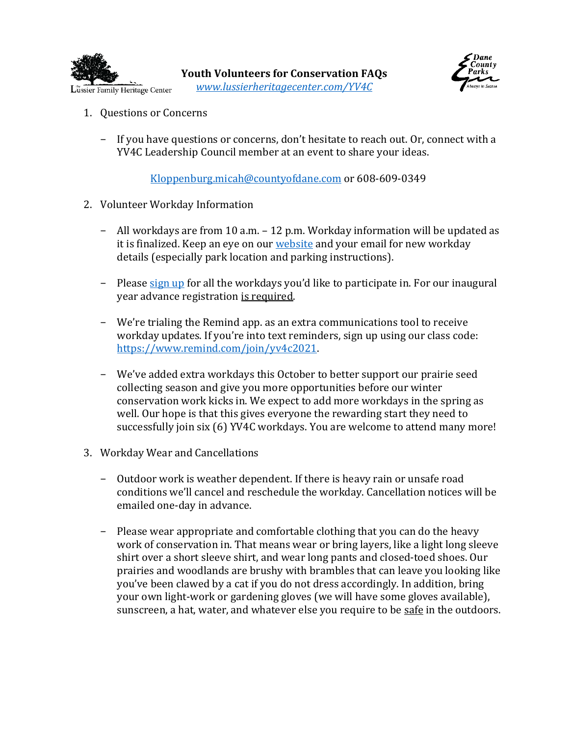# Youth Volunteers for Conservation FAQs

*www.lussierheritagecenter.com/YV4C*

1. Questions or Concerns

   - If you have questions or concerns, don't hesitate to reach out. Or, connect with a YV4C Leadership Council member at an event to share your ideas.

     Kloppenburg.micah@countyofdane.com or 608-609-0349

2. Volunteer Workday Information

   - All workdays are from 10 a.m. – 12 p.m. Workday information will be updated as it is finalized. Keep an eye on our website and your email for new workday details (especially park location and parking instructions).

   - Please sign up for all the workdays you'd like to participate in. For our inaugural year advance registration is required.

   - We're trialing the Remind app. as an extra communications tool to receive workday updates. If you're into text reminders, sign up using our class code: https://www.remind.com/join/yv4c2021.

   - We've added extra workdays this October to better support our prairie seed collecting season and give you more opportunities before our winter conservation work kicks in. We expect to add more workdays in the spring as well. Our hope is that this gives everyone the rewarding start they need to successfully join six (6) YV4C workdays. You are welcome to attend many more!

3. Workday Wear and Cancellations

   - Outdoor work is weather dependent. If there is heavy rain or unsafe road conditions we'll cancel and reschedule the workday. Cancellation notices will be emailed one-day in advance.

   - Please wear appropriate and comfortable clothing that you can do the heavy work of conservation in. That means wear or bring layers, like a light long sleeve shirt over a short sleeve shirt, and wear long pants and closed-toed shoes. Our prairies and woodlands are brushy with brambles that can leave you looking like you've been clawed by a cat if you do not dress accordingly. In addition, bring your own light-work or gardening gloves (we will have some gloves available), sunscreen, a hat, water, and whatever else you require to be safe in the outdoors.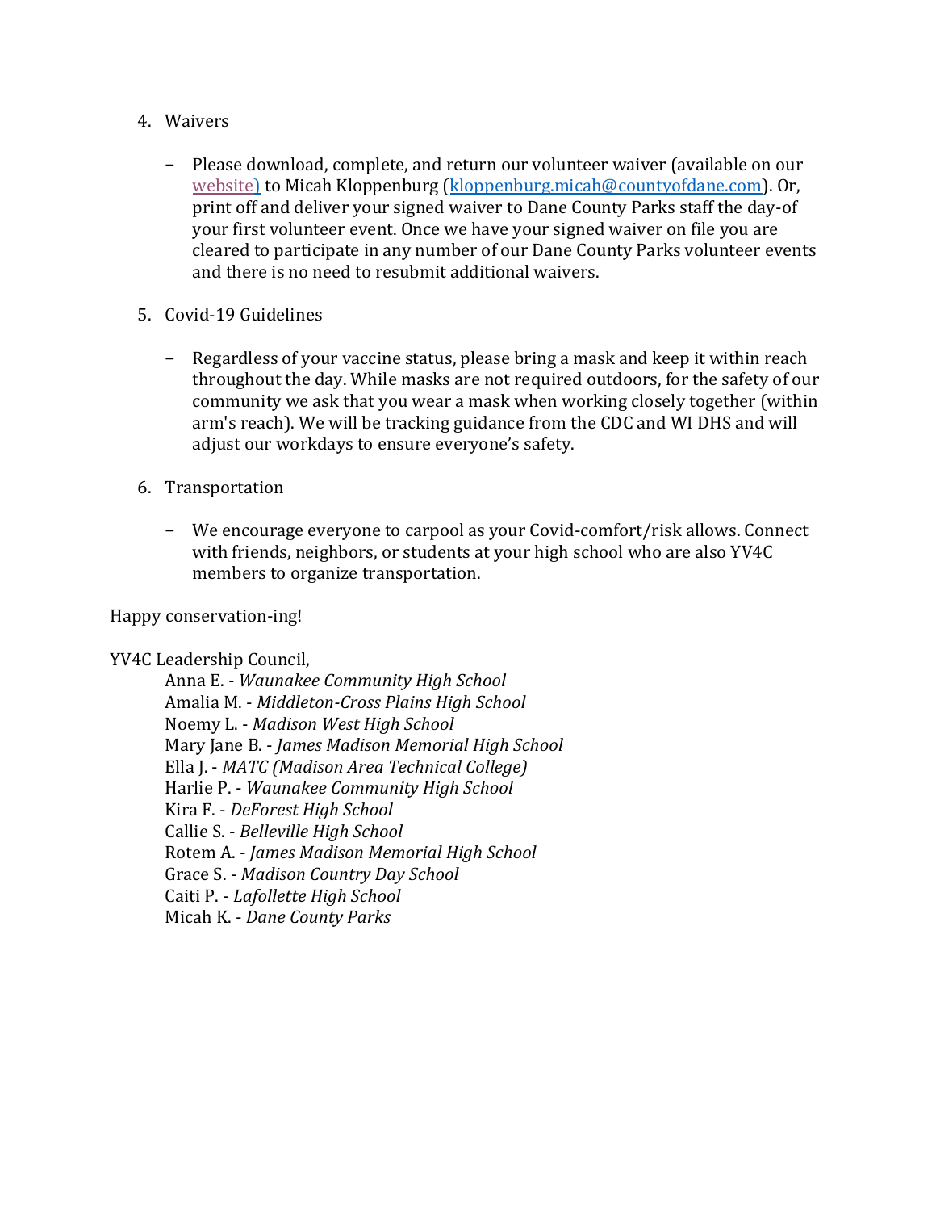4. Waivers

   – Please download, complete, and return our volunteer waiver (available on our [website](#)) to Micah Kloppenburg ([kloppenburg.micah@countyofdane.com](mailto:kloppenburg.micah@countyofdane.com)). Or, print off and deliver your signed waiver to Dane County Parks staff the day-of your first volunteer event. Once we have your signed waiver on file you are cleared to participate in any number of our Dane County Parks volunteer events and there is no need to resubmit additional waivers.

5. Covid-19 Guidelines

   – Regardless of your vaccine status, please bring a mask and keep it within reach throughout the day. While masks are not required outdoors, for the safety of our community we ask that you wear a mask when working closely together (within arm's reach). We will be tracking guidance from the CDC and WI DHS and will adjust our workdays to ensure everyone's safety.

6. Transportation

   – We encourage everyone to carpool as your Covid-comfort/risk allows. Connect with friends, neighbors, or students at your high school who are also YV4C members to organize transportation.

Happy conservation-ing!

YV4C Leadership Council,

Anna E. - *Waunakee Community High School*
Amalia M. - *Middleton-Cross Plains High School*
Noemy L. - *Madison West High School*
Mary Jane B. - *James Madison Memorial High School*
Ella J. - *MATC (Madison Area Technical College)*
Harlie P. - *Waunakee Community High School*
Kira F. - *DeForest High School*
Callie S. - *Belleville High School*
Rotem A. - *James Madison Memorial High School*
Grace S. - *Madison Country Day School*
Caiti P. - *Lafollette High School*
Micah K. - *Dane County Parks*